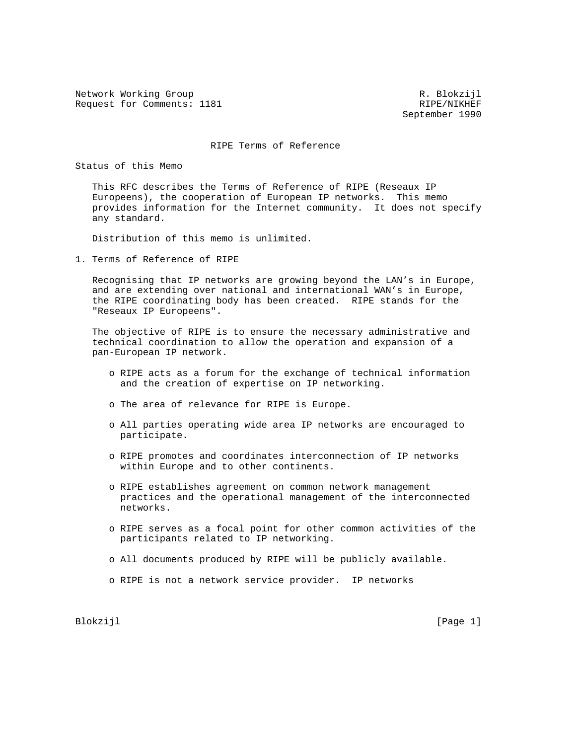Network Working Group R. Blokzijl
Request for Comments: 1181 RIPE/NIKHEF
September 1990

# RIPE Terms of Reference

## Status of this Memo

This RFC describes the Terms of Reference of RIPE (Reseaux IP Europeens), the cooperation of European IP networks. This memo provides information for the Internet community. It does not specify any standard.

Distribution of this memo is unlimited.

## 1. Terms of Reference of RIPE

Recognising that IP networks are growing beyond the LAN's in Europe, and are extending over national and international WAN's in Europe, the RIPE coordinating body has been created. RIPE stands for the "Reseaux IP Europeens".

The objective of RIPE is to ensure the necessary administrative and technical coordination to allow the operation and expansion of a pan-European IP network.

- RIPE acts as a forum for the exchange of technical information and the creation of expertise on IP networking.
- The area of relevance for RIPE is Europe.
- All parties operating wide area IP networks are encouraged to participate.
- RIPE promotes and coordinates interconnection of IP networks within Europe and to other continents.
- RIPE establishes agreement on common network management practices and the operational management of the interconnected networks.
- RIPE serves as a focal point for other common activities of the participants related to IP networking.
- All documents produced by RIPE will be publicly available.
- RIPE is not a network service provider. IP networks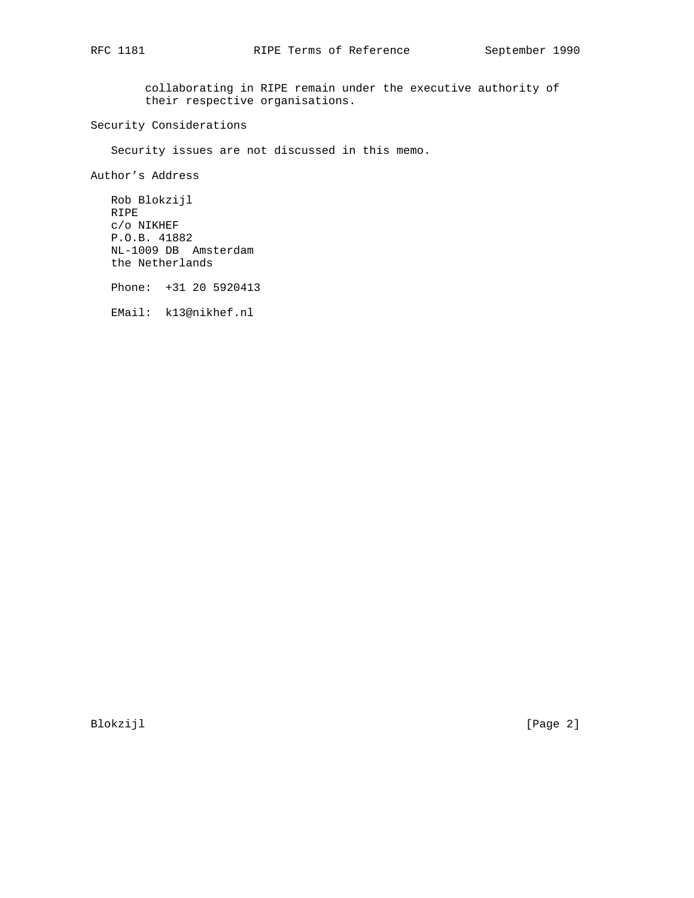collaborating in RIPE remain under the executive authority of their respective organisations.

## Security Considerations

Security issues are not discussed in this memo.

## Author's Address

Rob Blokzijl
RIPE
c/o NIKHEF
P.O.B. 41882
NL-1009 DB  Amsterdam
the Netherlands

Phone:  +31 20 5920413

EMail:  k13@nikhef.nl